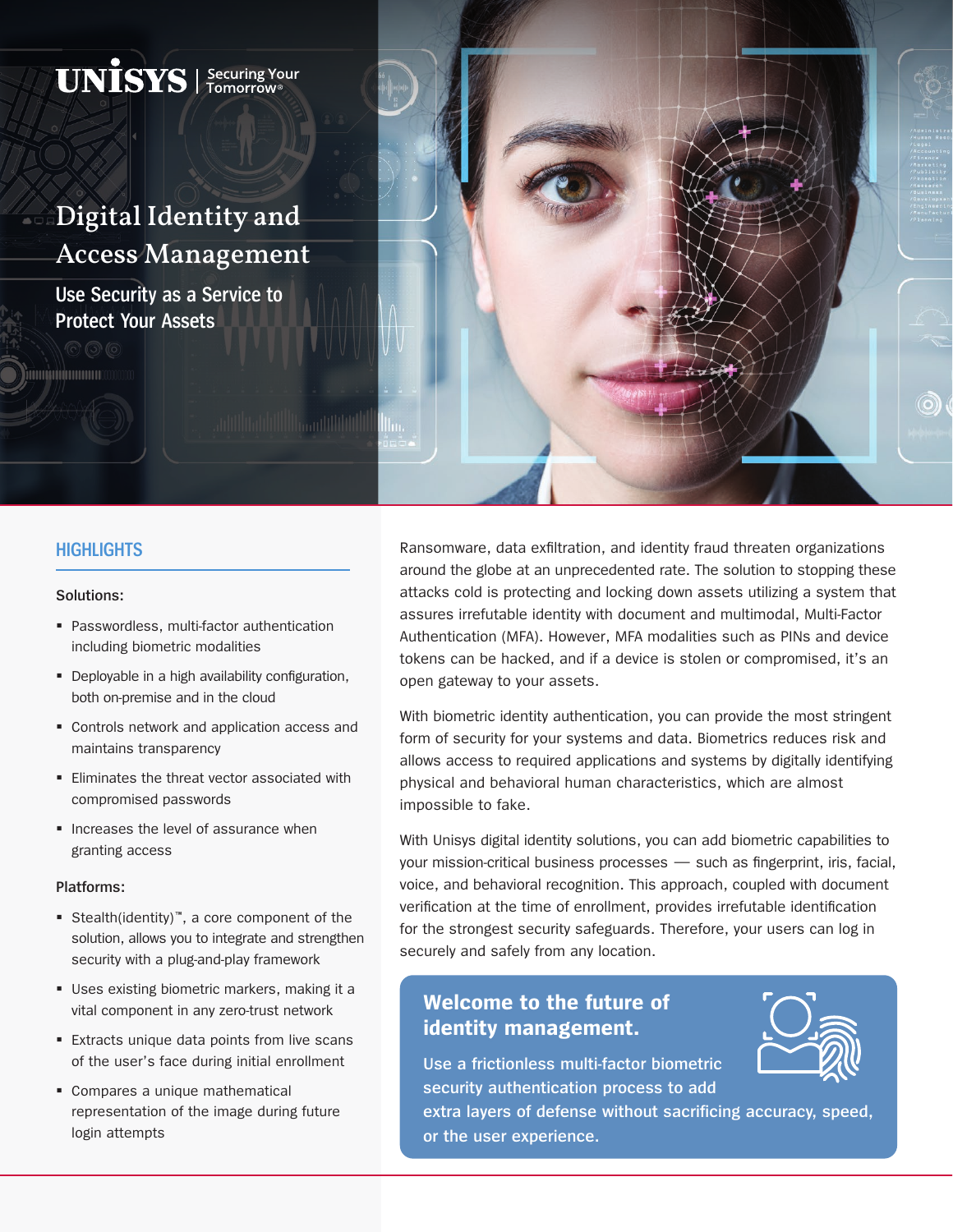UNISYS | Securing Your Tomorrow®

# Digital Identity and Access Management

## Use Security as a Service to Protect Your Assets

### HIGHLIGHTS

**Solutions:**

- Passwordless, multi-factor authentication including biometric modalities
- Deployable in a high availability configuration, both on-premise and in the cloud
- Controls network and application access and maintains transparency
- Eliminates the threat vector associated with compromised passwords
- Increases the level of assurance when granting access

**Platforms:**

- Stealth(identity)™, a core component of the solution, allows you to integrate and strengthen security with a plug-and-play framework
- Uses existing biometric markers, making it a vital component in any zero-trust network
- Extracts unique data points from live scans of the user's face during initial enrollment
- Compares a unique mathematical representation of the image during future login attempts

Ransomware, data exfiltration, and identity fraud threaten organizations around the globe at an unprecedented rate. The solution to stopping these attacks cold is protecting and locking down assets utilizing a system that assures irrefutable identity with document and multimodal, Multi-Factor Authentication (MFA). However, MFA modalities such as PINs and device tokens can be hacked, and if a device is stolen or compromised, it's an open gateway to your assets.

With biometric identity authentication, you can provide the most stringent form of security for your systems and data. Biometrics reduces risk and allows access to required applications and systems by digitally identifying physical and behavioral human characteristics, which are almost impossible to fake.

With Unisys digital identity solutions, you can add biometric capabilities to your mission-critical business processes — such as fingerprint, iris, facial, voice, and behavioral recognition. This approach, coupled with document verification at the time of enrollment, provides irrefutable identification for the strongest security safeguards. Therefore, your users can log in securely and safely from any location.

**Welcome to the future of identity management.**

**Use a frictionless multi-factor biometric security authentication process to add extra layers of defense without sacrificing accuracy, speed, or the user experience.**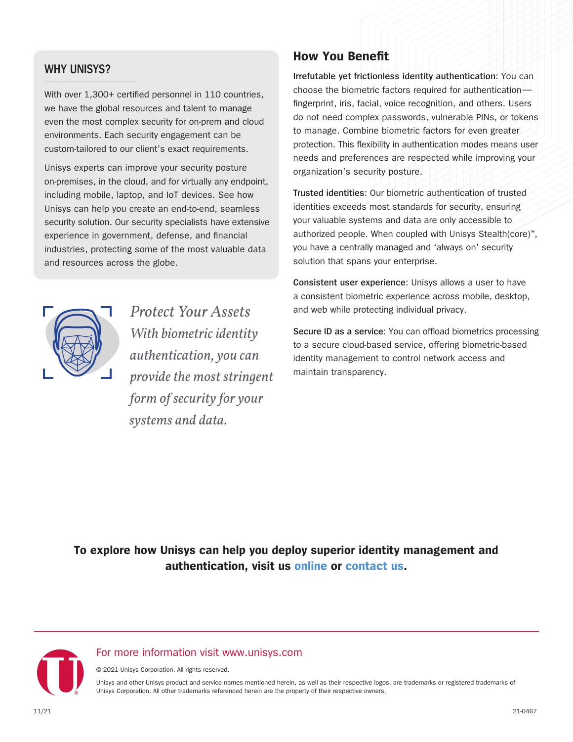## WHY UNISYS?

With over 1,300+ certified personnel in 110 countries, we have the global resources and talent to manage even the most complex security for on-prem and cloud environments. Each security engagement can be custom-tailored to our client's exact requirements.

Unisys experts can improve your security posture on-premises, in the cloud, and for virtually any endpoint, including mobile, laptop, and IoT devices. See how Unisys can help you create an end-to-end, seamless security solution. Our security specialists have extensive experience in government, defense, and financial industries, protecting some of the most valuable data and resources across the globe.

*Protect Your Assets With biometric identity authentication, you can provide the most stringent form of security for your systems and data.*

## How You Benefit

**Irrefutable yet frictionless identity authentication**: You can choose the biometric factors required for authentication—fingerprint, iris, facial, voice recognition, and others. Users do not need complex passwords, vulnerable PINs, or tokens to manage. Combine biometric factors for even greater protection. This flexibility in authentication modes means user needs and preferences are respected while improving your organization's security posture.

**Trusted identities**: Our biometric authentication of trusted identities exceeds most standards for security, ensuring your valuable systems and data are only accessible to authorized people. When coupled with Unisys Stealth(core)™, you have a centrally managed and 'always on' security solution that spans your enterprise.

**Consistent user experience**: Unisys allows a user to have a consistent biometric experience across mobile, desktop, and web while protecting individual privacy.

**Secure ID as a service**: You can offload biometrics processing to a secure cloud-based service, offering biometric-based identity management to control network access and maintain transparency.

**To explore how Unisys can help you deploy superior identity management and authentication, visit us online or contact us.**

For more information visit www.unisys.com

© 2021 Unisys Corporation. All rights reserved.

Unisys and other Unisys product and service names mentioned herein, as well as their respective logos, are trademarks or registered trademarks of Unisys Corporation. All other trademarks referenced herein are the property of their respective owners.

11/21

21-0467